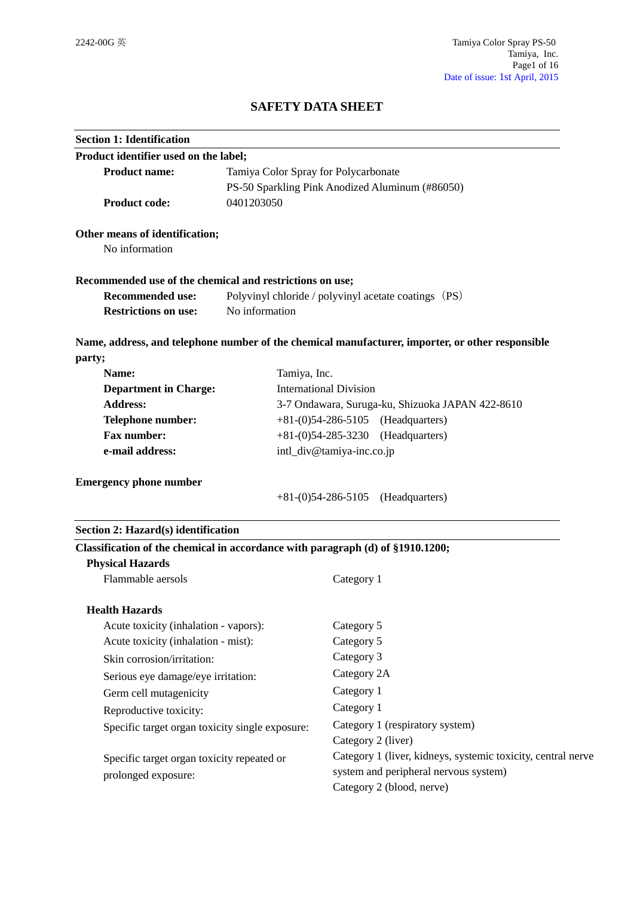# SAFETY DATA SHEET

## Section 1: Identification

**Product identifier used on the label;**

**Product name:** Tamiya Color Spray for Polycarbonate
PS-50 Sparkling Pink Anodized Aluminum (#86050)

**Product code:** 0401203050

**Other means of identification;**

No information

**Recommended use of the chemical and restrictions on use;**

**Recommended use:** Polyvinyl chloride / polyvinyl acetate coatings（PS）

**Restrictions on use:** No information

**Name, address, and telephone number of the chemical manufacturer, importer, or other responsible party;**

**Name:** Tamiya, Inc.

**Department in Charge:** International Division

**Address:** 3-7 Ondawara, Suruga-ku, Shizuoka JAPAN 422-8610

**Telephone number:** +81-(0)54-286-5105 (Headquarters)

**Fax number:** +81-(0)54-285-3230 (Headquarters)

**e-mail address:** intl_div@tamiya-inc.co.jp

**Emergency phone number**

+81-(0)54-286-5105 (Headquarters)

## Section 2: Hazard(s) identification

**Classification of the chemical in accordance with paragraph (d) of §1910.1200;**

**Physical Hazards**

| Hazard | Category |
| --- | --- |
| Flammable aerosols | Category 1 |

**Health Hazards**

| Hazard | Category |
| --- | --- |
| Acute toxicity (inhalation - vapors): | Category 5 |
| Acute toxicity (inhalation - mist): | Category 5 |
| Skin corrosion/irritation: | Category 3 |
| Serious eye damage/eye irritation: | Category 2A |
| Germ cell mutagenicity | Category 1 |
| Reproductive toxicity: | Category 1 |
| Specific target organ toxicity single exposure: | Category 1 (respiratory system)<br>Category 2 (liver) |
| Specific target organ toxicity repeated or prolonged exposure: | Category 1 (liver, kidneys, systemic toxicity, central nerve system and peripheral nervous system)<br>Category 2 (blood, nerve) |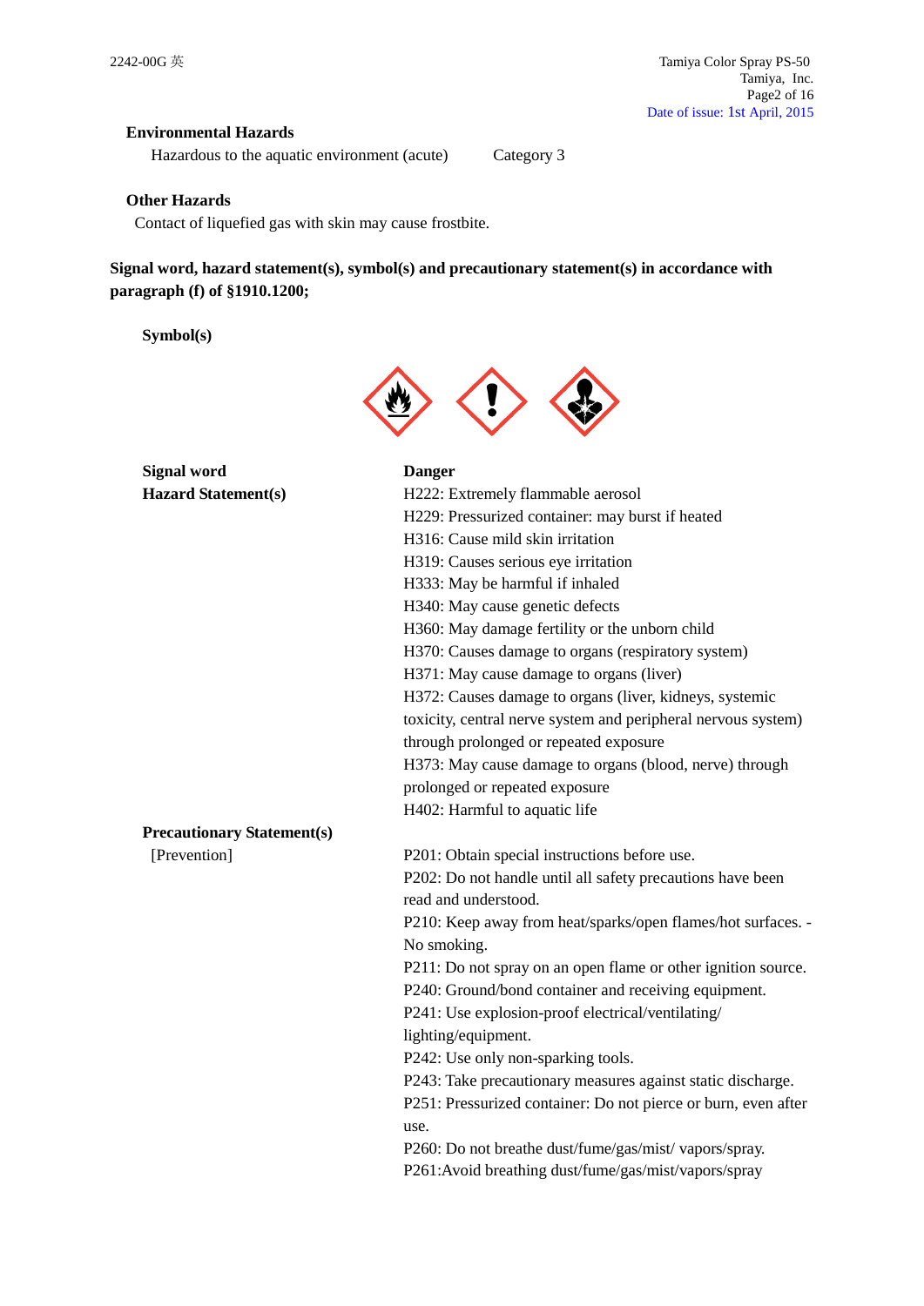**Environmental Hazards**

Hazardous to the aquatic environment (acute) Category 3

**Other Hazards**

Contact of liquefied gas with skin may cause frostbite.

**Signal word, hazard statement(s), symbol(s) and precautionary statement(s) in accordance with paragraph (f) of §1910.1200;**

**Symbol(s)**

| | |
|---|---|
| **Signal word** | **Danger** |
| **Hazard Statement(s)** | H222: Extremely flammable aerosol<br>H229: Pressurized container: may burst if heated<br>H316: Cause mild skin irritation<br>H319: Causes serious eye irritation<br>H333: May be harmful if inhaled<br>H340: May cause genetic defects<br>H360: May damage fertility or the unborn child<br>H370: Causes damage to organs (respiratory system)<br>H371: May cause damage to organs (liver)<br>H372: Causes damage to organs (liver, kidneys, systemic toxicity, central nerve system and peripheral nervous system) through prolonged or repeated exposure<br>H373: May cause damage to organs (blood, nerve) through prolonged or repeated exposure<br>H402: Harmful to aquatic life |
| **Precautionary Statement(s)** | |
| [Prevention] | P201: Obtain special instructions before use.<br>P202: Do not handle until all safety precautions have been read and understood.<br>P210: Keep away from heat/sparks/open flames/hot surfaces. - No smoking.<br>P211: Do not spray on an open flame or other ignition source.<br>P240: Ground/bond container and receiving equipment.<br>P241: Use explosion-proof electrical/ventilating/ lighting/equipment.<br>P242: Use only non-sparking tools.<br>P243: Take precautionary measures against static discharge.<br>P251: Pressurized container: Do not pierce or burn, even after use.<br>P260: Do not breathe dust/fume/gas/mist/ vapors/spray.<br>P261:Avoid breathing dust/fume/gas/mist/vapors/spray |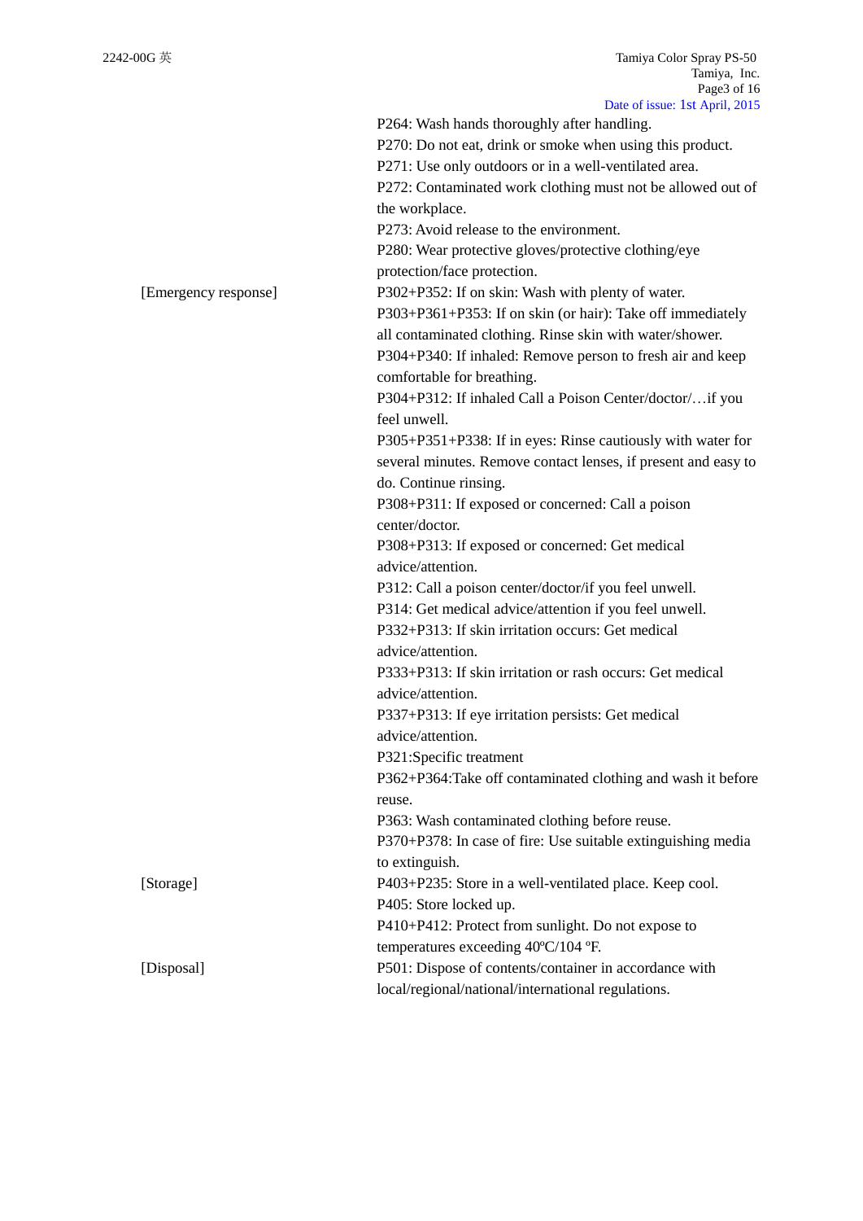P264: Wash hands thoroughly after handling.
P270: Do not eat, drink or smoke when using this product.
P271: Use only outdoors or in a well-ventilated area.
P272: Contaminated work clothing must not be allowed out of the workplace.
P273: Avoid release to the environment.
P280: Wear protective gloves/protective clothing/eye protection/face protection.

[Emergency response]

P302+P352: If on skin: Wash with plenty of water.
P303+P361+P353: If on skin (or hair): Take off immediately all contaminated clothing. Rinse skin with water/shower.
P304+P340: If inhaled: Remove person to fresh air and keep comfortable for breathing.
P304+P312: If inhaled Call a Poison Center/doctor/…if you feel unwell.
P305+P351+P338: If in eyes: Rinse cautiously with water for several minutes. Remove contact lenses, if present and easy to do. Continue rinsing.
P308+P311: If exposed or concerned: Call a poison center/doctor.
P308+P313: If exposed or concerned: Get medical advice/attention.
P312: Call a poison center/doctor/if you feel unwell.
P314: Get medical advice/attention if you feel unwell.
P332+P313: If skin irritation occurs: Get medical advice/attention.
P333+P313: If skin irritation or rash occurs: Get medical advice/attention.
P337+P313: If eye irritation persists: Get medical advice/attention.
P321:Specific treatment
P362+P364:Take off contaminated clothing and wash it before reuse.
P363: Wash contaminated clothing before reuse.
P370+P378: In case of fire: Use suitable extinguishing media to extinguish.

[Storage]

P403+P235: Store in a well-ventilated place. Keep cool.
P405: Store locked up.
P410+P412: Protect from sunlight. Do not expose to temperatures exceeding 40ºC/104 ºF.

[Disposal]

P501: Dispose of contents/container in accordance with local/regional/national/international regulations.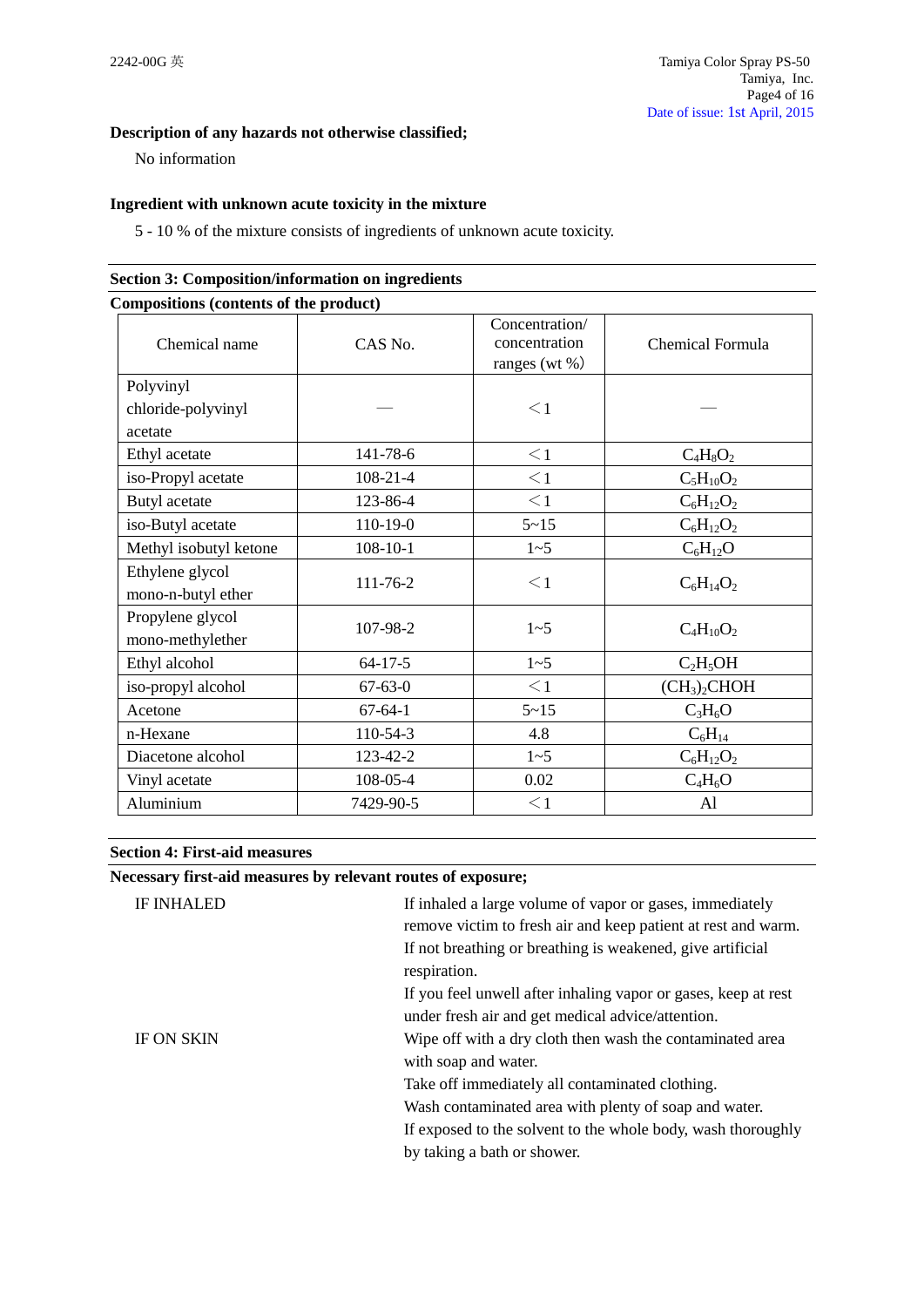**Description of any hazards not otherwise classified;**

No information

**Ingredient with unknown acute toxicity in the mixture**

5 - 10 % of the mixture consists of ingredients of unknown acute toxicity.

## Section 3: Composition/information on ingredients

**Compositions (contents of the product)**

| Chemical name | CAS No. | Concentration/ concentration ranges (wt %) | Chemical Formula |
|---|---|---|---|
| Polyvinyl chloride-polyvinyl acetate | — | ＜1 | — |
| Ethyl acetate | 141-78-6 | ＜1 | $C_4H_8O_2$ |
| iso-Propyl acetate | 108-21-4 | ＜1 | $C_5H_{10}O_2$ |
| Butyl acetate | 123-86-4 | ＜1 | $C_6H_{12}O_2$ |
| iso-Butyl acetate | 110-19-0 | 5~15 | $C_6H_{12}O_2$ |
| Methyl isobutyl ketone | 108-10-1 | 1~5 | $C_6H_{12}O$ |
| Ethylene glycol mono-n-butyl ether | 111-76-2 | ＜1 | $C_6H_{14}O_2$ |
| Propylene glycol mono-methylether | 107-98-2 | 1~5 | $C_4H_{10}O_2$ |
| Ethyl alcohol | 64-17-5 | 1~5 | $C_2H_5OH$ |
| iso-propyl alcohol | 67-63-0 | ＜1 | $(CH_3)_2CHOH$ |
| Acetone | 67-64-1 | 5~15 | $C_3H_6O$ |
| n-Hexane | 110-54-3 | 4.8 | $C_6H_{14}$ |
| Diacetone alcohol | 123-42-2 | 1~5 | $C_6H_{12}O_2$ |
| Vinyl acetate | 108-05-4 | 0.02 | $C_4H_6O$ |
| Aluminium | 7429-90-5 | ＜1 | Al |

## Section 4: First-aid measures

**Necessary first-aid measures by relevant routes of exposure;**

IF INHALED

If inhaled a large volume of vapor or gases, immediately remove victim to fresh air and keep patient at rest and warm.
If not breathing or breathing is weakened, give artificial respiration.
If you feel unwell after inhaling vapor or gases, keep at rest under fresh air and get medical advice/attention.

IF ON SKIN

Wipe off with a dry cloth then wash the contaminated area with soap and water.
Take off immediately all contaminated clothing.
Wash contaminated area with plenty of soap and water.
If exposed to the solvent to the whole body, wash thoroughly by taking a bath or shower.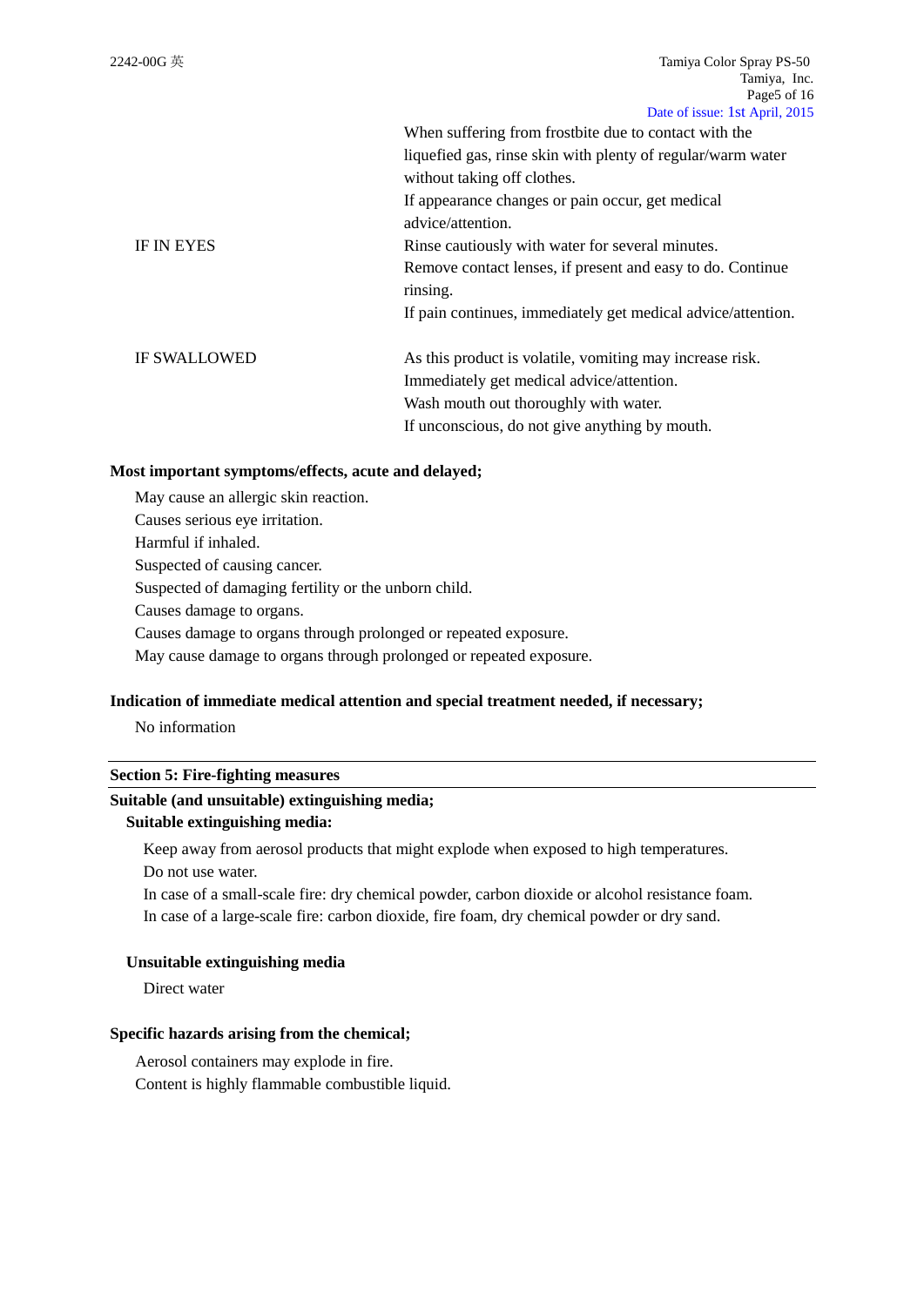| | |
|---|---|
| | When suffering from frostbite due to contact with the liquefied gas, rinse skin with plenty of regular/warm water without taking off clothes.<br>If appearance changes or pain occur, get medical advice/attention. |
| IF IN EYES | Rinse cautiously with water for several minutes.<br>Remove contact lenses, if present and easy to do. Continue rinsing.<br>If pain continues, immediately get medical advice/attention. |
| IF SWALLOWED | As this product is volatile, vomiting may increase risk.<br>Immediately get medical advice/attention.<br>Wash mouth out thoroughly with water.<br>If unconscious, do not give anything by mouth. |

**Most important symptoms/effects, acute and delayed;**

May cause an allergic skin reaction.
Causes serious eye irritation.
Harmful if inhaled.
Suspected of causing cancer.
Suspected of damaging fertility or the unborn child.
Causes damage to organs.
Causes damage to organs through prolonged or repeated exposure.
May cause damage to organs through prolonged or repeated exposure.

**Indication of immediate medical attention and special treatment needed, if necessary;**

No information

## Section 5: Fire-fighting measures

**Suitable (and unsuitable) extinguishing media;**

**Suitable extinguishing media:**

Keep away from aerosol products that might explode when exposed to high temperatures.
Do not use water.
In case of a small-scale fire: dry chemical powder, carbon dioxide or alcohol resistance foam.
In case of a large-scale fire: carbon dioxide, fire foam, dry chemical powder or dry sand.

**Unsuitable extinguishing media**

Direct water

**Specific hazards arising from the chemical;**

Aerosol containers may explode in fire.
Content is highly flammable combustible liquid.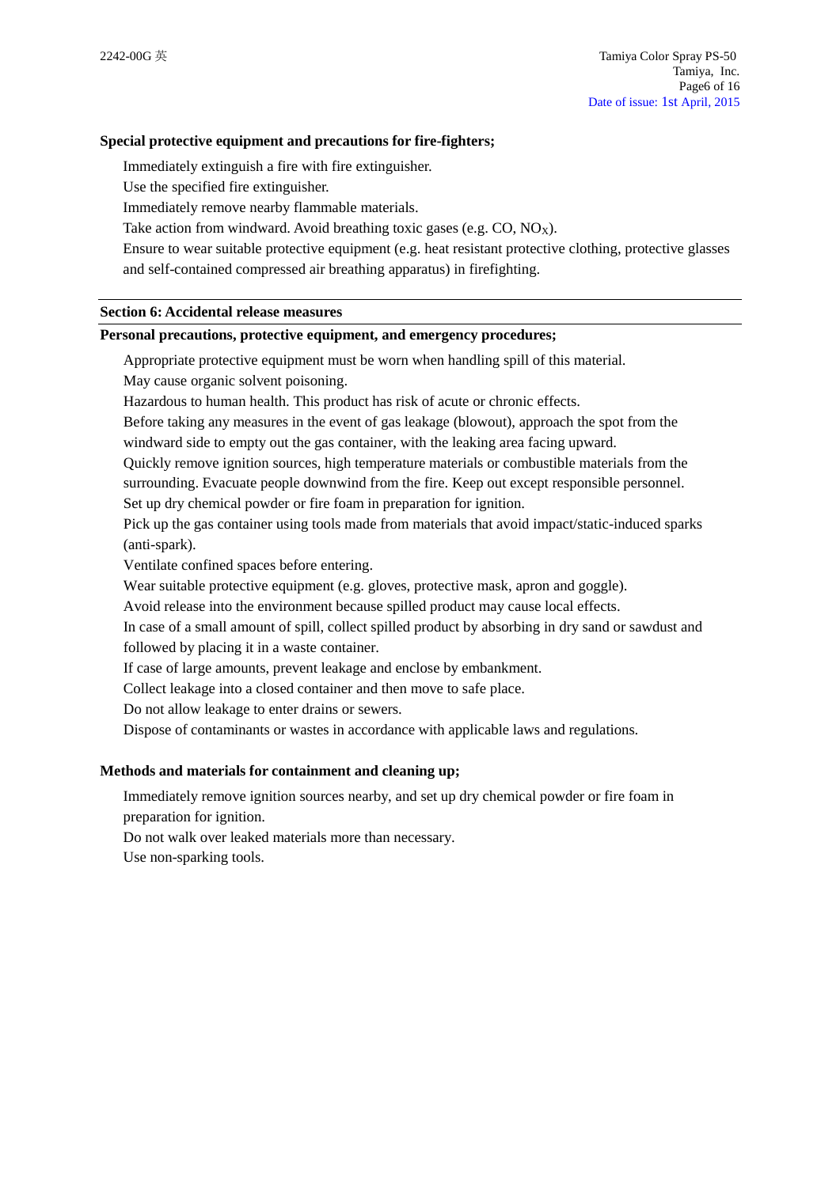**Special protective equipment and precautions for fire-fighters;**

Immediately extinguish a fire with fire extinguisher.
Use the specified fire extinguisher.
Immediately remove nearby flammable materials.
Take action from windward. Avoid breathing toxic gases (e.g. CO, $NO_X$).
Ensure to wear suitable protective equipment (e.g. heat resistant protective clothing, protective glasses and self-contained compressed air breathing apparatus) in firefighting.

## Section 6: Accidental release measures

**Personal precautions, protective equipment, and emergency procedures;**

Appropriate protective equipment must be worn when handling spill of this material.
May cause organic solvent poisoning.
Hazardous to human health. This product has risk of acute or chronic effects.
Before taking any measures in the event of gas leakage (blowout), approach the spot from the windward side to empty out the gas container, with the leaking area facing upward.
Quickly remove ignition sources, high temperature materials or combustible materials from the surrounding. Evacuate people downwind from the fire. Keep out except responsible personnel.
Set up dry chemical powder or fire foam in preparation for ignition.
Pick up the gas container using tools made from materials that avoid impact/static-induced sparks (anti-spark).
Ventilate confined spaces before entering.
Wear suitable protective equipment (e.g. gloves, protective mask, apron and goggle).
Avoid release into the environment because spilled product may cause local effects.
In case of a small amount of spill, collect spilled product by absorbing in dry sand or sawdust and followed by placing it in a waste container.
If case of large amounts, prevent leakage and enclose by embankment.
Collect leakage into a closed container and then move to safe place.
Do not allow leakage to enter drains or sewers.
Dispose of contaminants or wastes in accordance with applicable laws and regulations.

**Methods and materials for containment and cleaning up;**

Immediately remove ignition sources nearby, and set up dry chemical powder or fire foam in preparation for ignition.
Do not walk over leaked materials more than necessary.
Use non-sparking tools.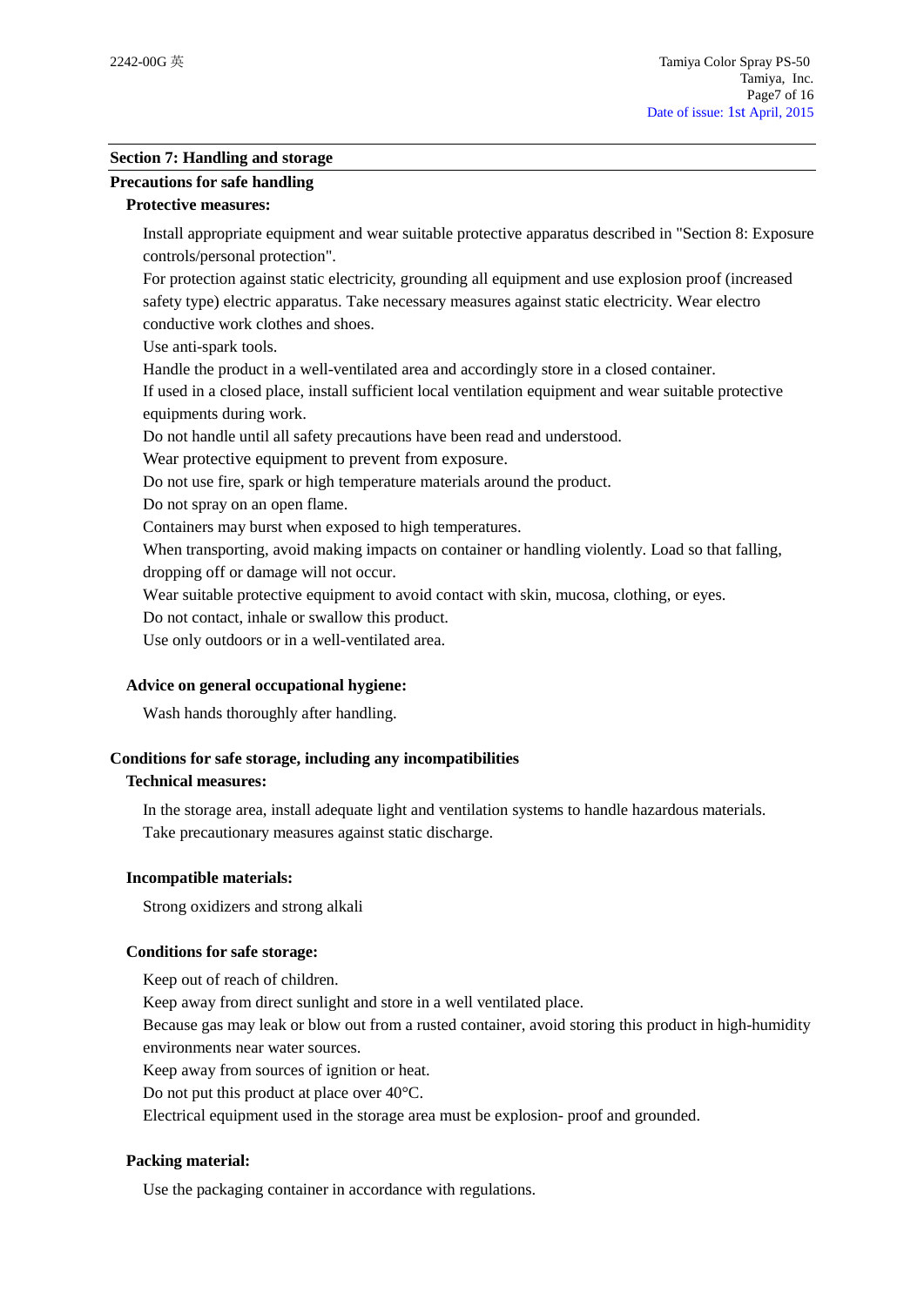## Section 7: Handling and storage

### Precautions for safe handling

#### Protective measures:

Install appropriate equipment and wear suitable protective apparatus described in "Section 8: Exposure controls/personal protection".
For protection against static electricity, grounding all equipment and use explosion proof (increased safety type) electric apparatus. Take necessary measures against static electricity. Wear electro conductive work clothes and shoes.
Use anti-spark tools.
Handle the product in a well-ventilated area and accordingly store in a closed container.
If used in a closed place, install sufficient local ventilation equipment and wear suitable protective equipments during work.
Do not handle until all safety precautions have been read and understood.
Wear protective equipment to prevent from exposure.
Do not use fire, spark or high temperature materials around the product.
Do not spray on an open flame.
Containers may burst when exposed to high temperatures.
When transporting, avoid making impacts on container or handling violently. Load so that falling, dropping off or damage will not occur.
Wear suitable protective equipment to avoid contact with skin, mucosa, clothing, or eyes.
Do not contact, inhale or swallow this product.
Use only outdoors or in a well-ventilated area.

#### Advice on general occupational hygiene:

Wash hands thoroughly after handling.

### Conditions for safe storage, including any incompatibilities

#### Technical measures:

In the storage area, install adequate light and ventilation systems to handle hazardous materials.
Take precautionary measures against static discharge.

#### Incompatible materials:

Strong oxidizers and strong alkali

#### Conditions for safe storage:

Keep out of reach of children.
Keep away from direct sunlight and store in a well ventilated place.
Because gas may leak or blow out from a rusted container, avoid storing this product in high-humidity environments near water sources.
Keep away from sources of ignition or heat.
Do not put this product at place over 40°C.
Electrical equipment used in the storage area must be explosion- proof and grounded.

#### Packing material:

Use the packaging container in accordance with regulations.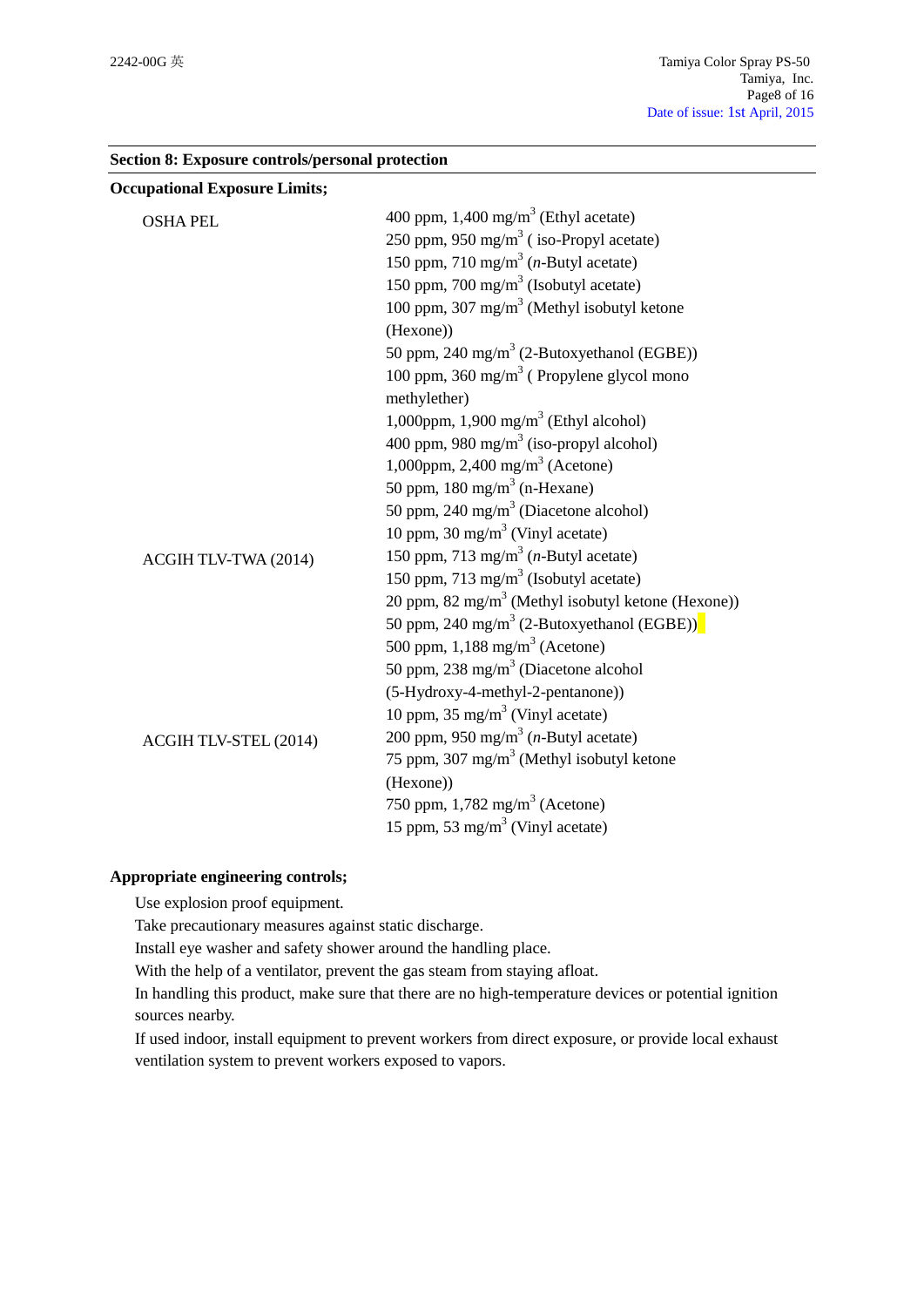## Section 8: Exposure controls/personal protection

**Occupational Exposure Limits;**

| | |
|---|---|
| OSHA PEL | 400 ppm, 1,400 mg/m$^3$ (Ethyl acetate) |
| | 250 ppm, 950 mg/m$^3$ ( iso-Propyl acetate) |
| | 150 ppm, 710 mg/m$^3$ (*n*-Butyl acetate) |
| | 150 ppm, 700 mg/m$^3$ (Isobutyl acetate) |
| | 100 ppm, 307 mg/m$^3$ (Methyl isobutyl ketone (Hexone)) |
| | 50 ppm, 240 mg/m$^3$ (2-Butoxyethanol (EGBE)) |
| | 100 ppm, 360 mg/m$^3$ ( Propylene glycol mono methylether) |
| | 1,000ppm, 1,900 mg/m$^3$ (Ethyl alcohol) |
| | 400 ppm, 980 mg/m$^3$ (iso-propyl alcohol) |
| | 1,000ppm, 2,400 mg/m$^3$ (Acetone) |
| | 50 ppm, 180 mg/m$^3$ (n-Hexane) |
| | 50 ppm, 240 mg/m$^3$ (Diacetone alcohol) |
| | 10 ppm, 30 mg/m$^3$ (Vinyl acetate) |
| ACGIH TLV-TWA (2014) | 150 ppm, 713 mg/m$^3$ (*n*-Butyl acetate) |
| | 150 ppm, 713 mg/m$^3$ (Isobutyl acetate) |
| | 20 ppm, 82 mg/m$^3$ (Methyl isobutyl ketone (Hexone)) |
| | 50 ppm, 240 mg/m$^3$ (2-Butoxyethanol (EGBE)) |
| | 500 ppm, 1,188 mg/m$^3$ (Acetone) |
| | 50 ppm, 238 mg/m$^3$ (Diacetone alcohol (5-Hydroxy-4-methyl-2-pentanone)) |
| | 10 ppm, 35 mg/m$^3$ (Vinyl acetate) |
| ACGIH TLV-STEL (2014) | 200 ppm, 950 mg/m$^3$ (*n*-Butyl acetate) |
| | 75 ppm, 307 mg/m$^3$ (Methyl isobutyl ketone (Hexone)) |
| | 750 ppm, 1,782 mg/m$^3$ (Acetone) |
| | 15 ppm, 53 mg/m$^3$ (Vinyl acetate) |

**Appropriate engineering controls;**

Use explosion proof equipment.
Take precautionary measures against static discharge.
Install eye washer and safety shower around the handling place.
With the help of a ventilator, prevent the gas steam from staying afloat.
In handling this product, make sure that there are no high-temperature devices or potential ignition sources nearby.
If used indoor, install equipment to prevent workers from direct exposure, or provide local exhaust ventilation system to prevent workers exposed to vapors.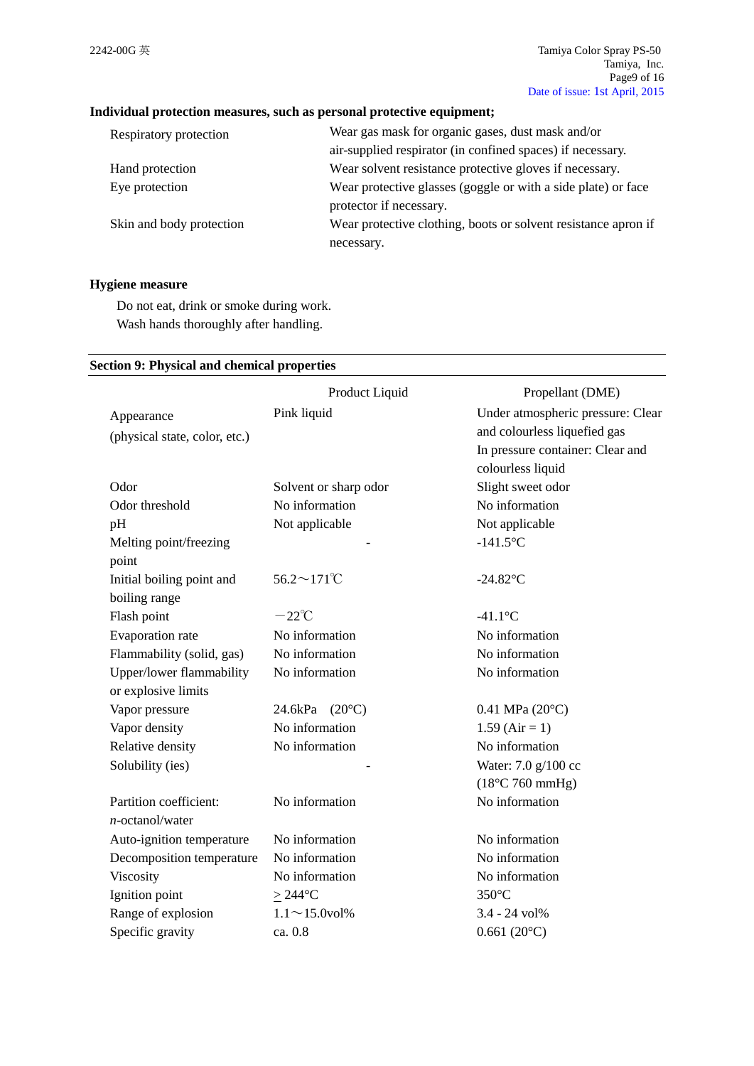**Individual protection measures, such as personal protective equipment;**

| | |
|---|---|
| Respiratory protection | Wear gas mask for organic gases, dust mask and/or air-supplied respirator (in confined spaces) if necessary. |
| Hand protection | Wear solvent resistance protective gloves if necessary. |
| Eye protection | Wear protective glasses (goggle or with a side plate) or face protector if necessary. |
| Skin and body protection | Wear protective clothing, boots or solvent resistance apron if necessary. |

**Hygiene measure**

Do not eat, drink or smoke during work.
Wash hands thoroughly after handling.

## Section 9: Physical and chemical properties

| | Product Liquid | Propellant (DME) |
|---|---|---|
| Appearance (physical state, color, etc.) | Pink liquid | Under atmospheric pressure: Clear and colourless liquefied gas<br>In pressure container: Clear and colourless liquid |
| Odor | Solvent or sharp odor | Slight sweet odor |
| Odor threshold | No information | No information |
| pH | Not applicable | Not applicable |
| Melting point/freezing point | - | -141.5°C |
| Initial boiling point and boiling range | 56.2～171℃ | -24.82°C |
| Flash point | －22℃ | -41.1°C |
| Evaporation rate | No information | No information |
| Flammability (solid, gas) | No information | No information |
| Upper/lower flammability or explosive limits | No information | No information |
| Vapor pressure | 24.6kPa (20°C) | 0.41 MPa (20°C) |
| Vapor density | No information | 1.59 (Air = 1) |
| Relative density | No information | No information |
| Solubility (ies) | - | Water: 7.0 g/100 cc (18°C 760 mmHg) |
| Partition coefficient: *n*-octanol/water | No information | No information |
| Auto-ignition temperature | No information | No information |
| Decomposition temperature | No information | No information |
| Viscosity | No information | No information |
| Ignition point | ≥ 244°C | 350°C |
| Range of explosion | 1.1～15.0vol% | 3.4 - 24 vol% |
| Specific gravity | ca. 0.8 | 0.661 (20°C) |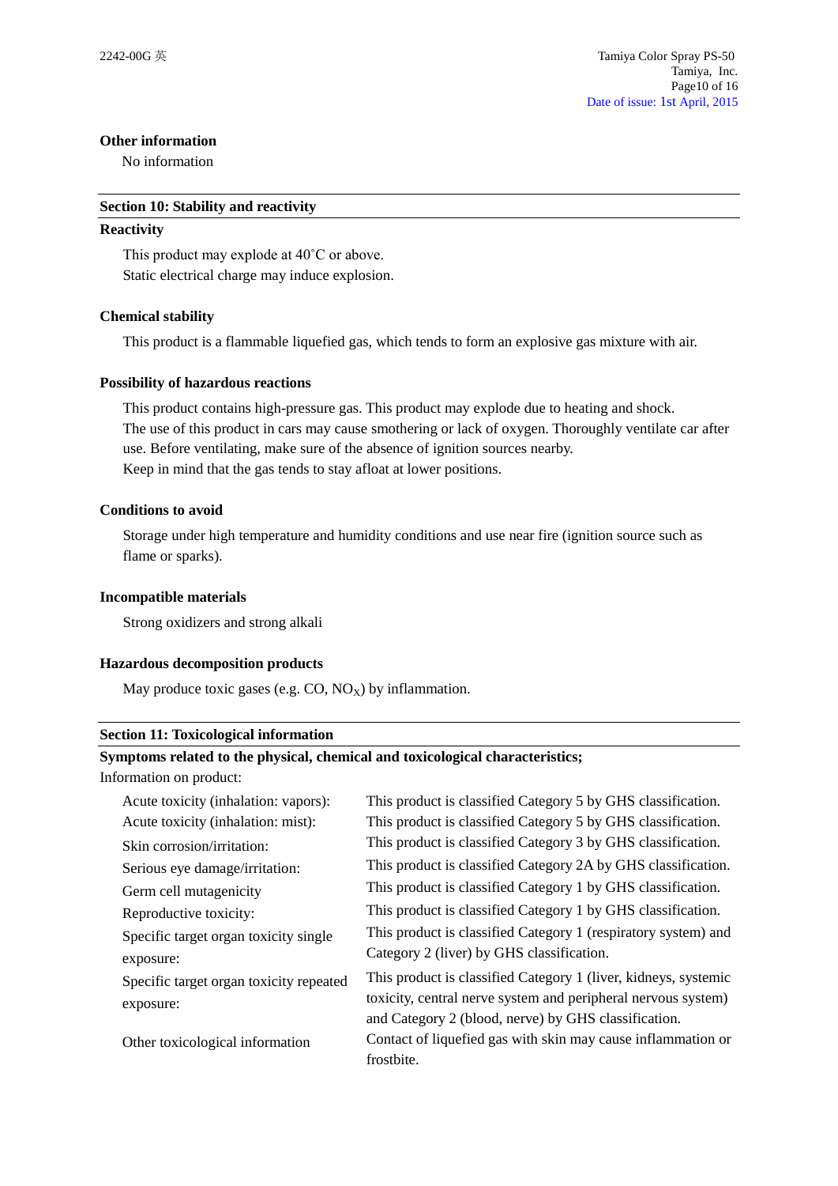**Other information**

No information

## Section 10: Stability and reactivity

**Reactivity**

This product may explode at 40˚C or above.
Static electrical charge may induce explosion.

**Chemical stability**

This product is a flammable liquefied gas, which tends to form an explosive gas mixture with air.

**Possibility of hazardous reactions**

This product contains high-pressure gas. This product may explode due to heating and shock.
The use of this product in cars may cause smothering or lack of oxygen. Thoroughly ventilate car after use. Before ventilating, make sure of the absence of ignition sources nearby.
Keep in mind that the gas tends to stay afloat at lower positions.

**Conditions to avoid**

Storage under high temperature and humidity conditions and use near fire (ignition source such as flame or sparks).

**Incompatible materials**

Strong oxidizers and strong alkali

**Hazardous decomposition products**

May produce toxic gases (e.g. CO, $NO_X$) by inflammation.

## Section 11: Toxicological information

**Symptoms related to the physical, chemical and toxicological characteristics;**

Information on product:

| | |
|---|---|
| Acute toxicity (inhalation: vapors): | This product is classified Category 5 by GHS classification. |
| Acute toxicity (inhalation: mist): | This product is classified Category 5 by GHS classification. |
| Skin corrosion/irritation: | This product is classified Category 3 by GHS classification. |
| Serious eye damage/irritation: | This product is classified Category 2A by GHS classification. |
| Germ cell mutagenicity | This product is classified Category 1 by GHS classification. |
| Reproductive toxicity: | This product is classified Category 1 by GHS classification. |
| Specific target organ toxicity single exposure: | This product is classified Category 1 (respiratory system) and Category 2 (liver) by GHS classification. |
| Specific target organ toxicity repeated exposure: | This product is classified Category 1 (liver, kidneys, systemic toxicity, central nerve system and peripheral nervous system) and Category 2 (blood, nerve) by GHS classification. |
| Other toxicological information | Contact of liquefied gas with skin may cause inflammation or frostbite. |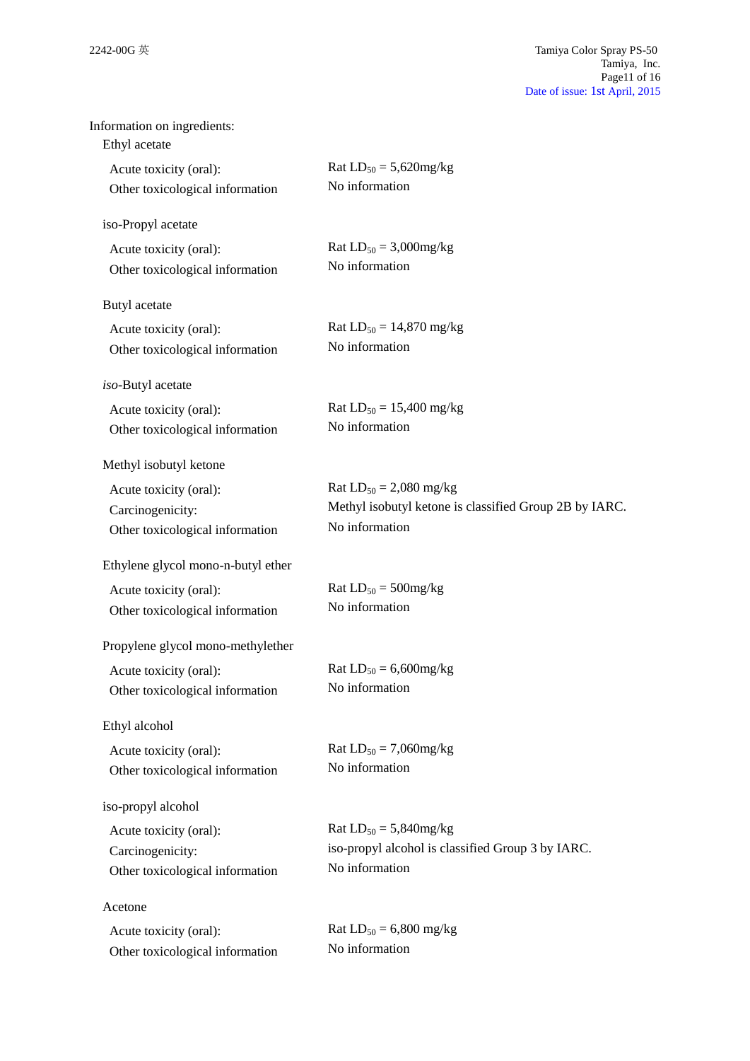Information on ingredients:

Ethyl acetate

| | |
|---|---|
| Acute toxicity (oral): | Rat $LD_{50}$ = 5,620mg/kg |
| Other toxicological information | No information |

iso-Propyl acetate

| | |
|---|---|
| Acute toxicity (oral): | Rat $LD_{50}$ = 3,000mg/kg |
| Other toxicological information | No information |

Butyl acetate

| | |
|---|---|
| Acute toxicity (oral): | Rat $LD_{50}$ = 14,870 mg/kg |
| Other toxicological information | No information |

*iso*-Butyl acetate

| | |
|---|---|
| Acute toxicity (oral): | Rat $LD_{50}$ = 15,400 mg/kg |
| Other toxicological information | No information |

Methyl isobutyl ketone

| | |
|---|---|
| Acute toxicity (oral): | Rat $LD_{50}$ = 2,080 mg/kg |
| Carcinogenicity: | Methyl isobutyl ketone is classified Group 2B by IARC. |
| Other toxicological information | No information |

Ethylene glycol mono-n-butyl ether

| | |
|---|---|
| Acute toxicity (oral): | Rat $LD_{50}$ = 500mg/kg |
| Other toxicological information | No information |

Propylene glycol mono-methylether

| | |
|---|---|
| Acute toxicity (oral): | Rat $LD_{50}$ = 6,600mg/kg |
| Other toxicological information | No information |

Ethyl alcohol

| | |
|---|---|
| Acute toxicity (oral): | Rat $LD_{50}$ = 7,060mg/kg |
| Other toxicological information | No information |

iso-propyl alcohol

| | |
|---|---|
| Acute toxicity (oral): | Rat $LD_{50}$ = 5,840mg/kg |
| Carcinogenicity: | iso-propyl alcohol is classified Group 3 by IARC. |
| Other toxicological information | No information |

Acetone

| | |
|---|---|
| Acute toxicity (oral): | Rat $LD_{50}$ = 6,800 mg/kg |
| Other toxicological information | No information |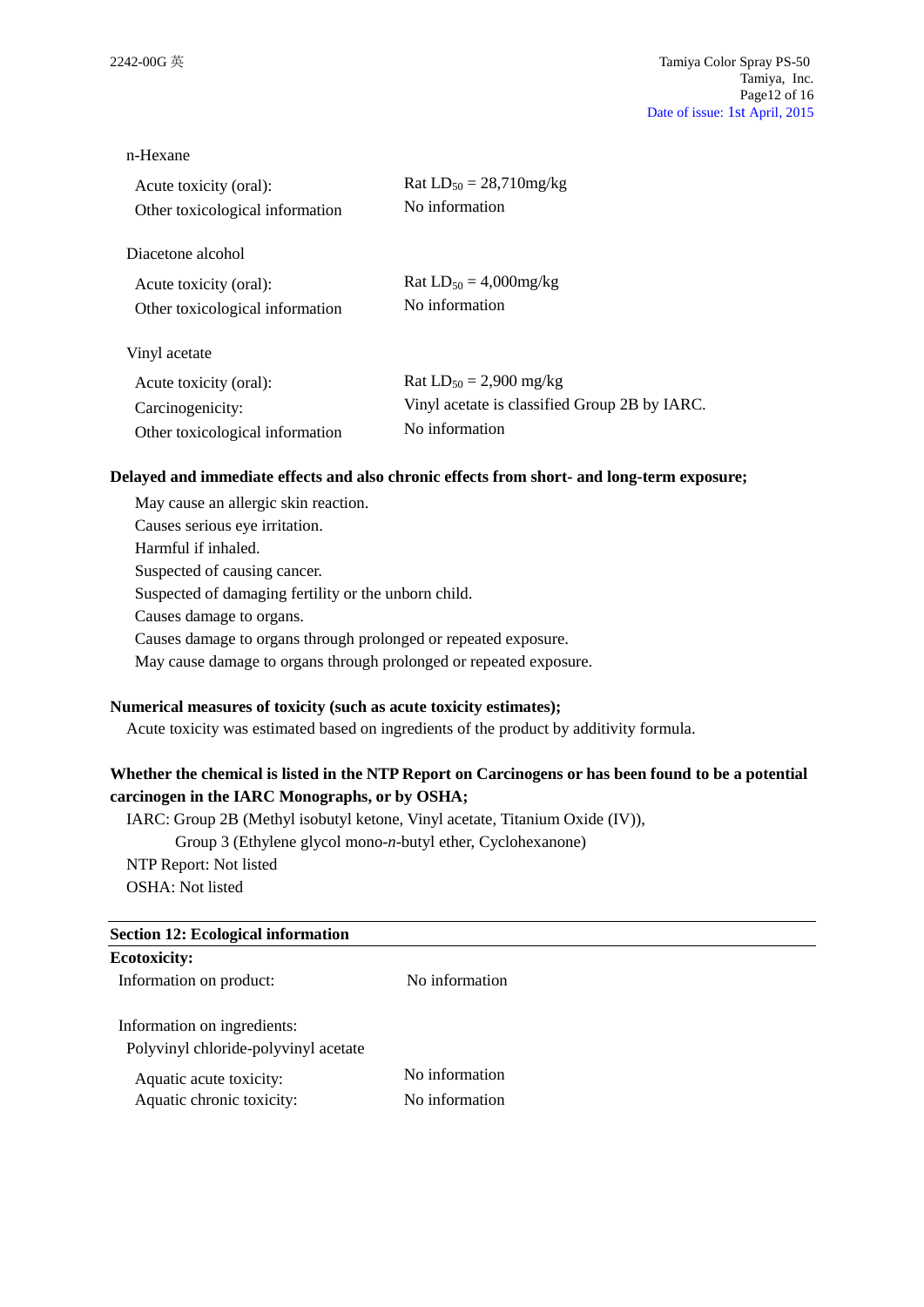n-Hexane

| | |
|---|---|
| Acute toxicity (oral): | Rat $LD_{50}$ = 28,710mg/kg |
| Other toxicological information | No information |

Diacetone alcohol

| | |
|---|---|
| Acute toxicity (oral): | Rat $LD_{50}$ = 4,000mg/kg |
| Other toxicological information | No information |

Vinyl acetate

| | |
|---|---|
| Acute toxicity (oral): | Rat $LD_{50}$ = 2,900 mg/kg |
| Carcinogenicity: | Vinyl acetate is classified Group 2B by IARC. |
| Other toxicological information | No information |

**Delayed and immediate effects and also chronic effects from short- and long-term exposure;**

May cause an allergic skin reaction.
Causes serious eye irritation.
Harmful if inhaled.
Suspected of causing cancer.
Suspected of damaging fertility or the unborn child.
Causes damage to organs.
Causes damage to organs through prolonged or repeated exposure.
May cause damage to organs through prolonged or repeated exposure.

**Numerical measures of toxicity (such as acute toxicity estimates);**

Acute toxicity was estimated based on ingredients of the product by additivity formula.

**Whether the chemical is listed in the NTP Report on Carcinogens or has been found to be a potential carcinogen in the IARC Monographs, or by OSHA;**

IARC: Group 2B (Methyl isobutyl ketone, Vinyl acetate, Titanium Oxide (IV)),
Group 3 (Ethylene glycol mono-*n*-butyl ether, Cyclohexanone)
NTP Report: Not listed
OSHA: Not listed

## Section 12: Ecological information

**Ecotoxicity:**

| | |
|---|---|
| Information on product: | No information |

Information on ingredients:

Polyvinyl chloride-polyvinyl acetate

| | |
|---|---|
| Aquatic acute toxicity: | No information |
| Aquatic chronic toxicity: | No information |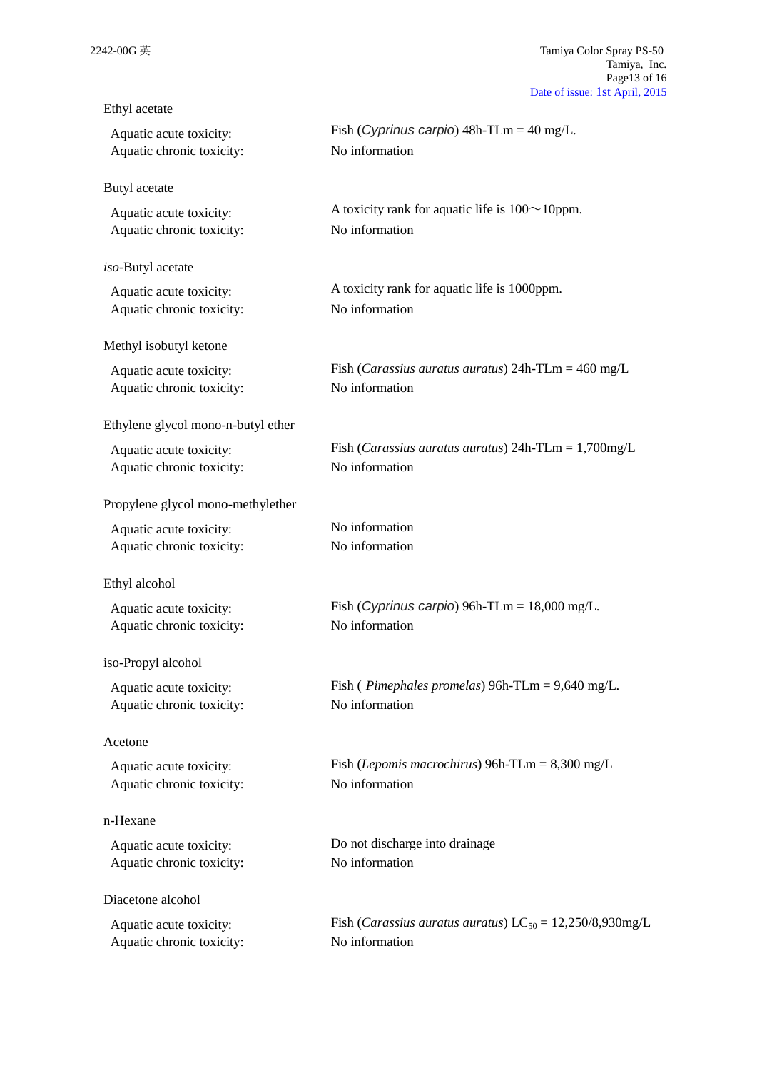Ethyl acetate

| | |
|---|---|
| Aquatic acute toxicity: | Fish (*Cyprinus carpio*) 48h-TLm = 40 mg/L. |
| Aquatic chronic toxicity: | No information |

Butyl acetate

| | |
|---|---|
| Aquatic acute toxicity: | A toxicity rank for aquatic life is 100～10ppm. |
| Aquatic chronic toxicity: | No information |

*iso*-Butyl acetate

| | |
|---|---|
| Aquatic acute toxicity: | A toxicity rank for aquatic life is 1000ppm. |
| Aquatic chronic toxicity: | No information |

Methyl isobutyl ketone

| | |
|---|---|
| Aquatic acute toxicity: | Fish (*Carassius auratus auratus*) 24h-TLm = 460 mg/L |
| Aquatic chronic toxicity: | No information |

Ethylene glycol mono-n-butyl ether

| | |
|---|---|
| Aquatic acute toxicity: | Fish (*Carassius auratus auratus*) 24h-TLm = 1,700mg/L |
| Aquatic chronic toxicity: | No information |

Propylene glycol mono-methylether

| | |
|---|---|
| Aquatic acute toxicity: | No information |
| Aquatic chronic toxicity: | No information |

Ethyl alcohol

| | |
|---|---|
| Aquatic acute toxicity: | Fish (*Cyprinus carpio*) 96h-TLm = 18,000 mg/L. |
| Aquatic chronic toxicity: | No information |

iso-Propyl alcohol

| | |
|---|---|
| Aquatic acute toxicity: | Fish ( *Pimephales promelas*) 96h-TLm = 9,640 mg/L. |
| Aquatic chronic toxicity: | No information |

Acetone

| | |
|---|---|
| Aquatic acute toxicity: | Fish (*Lepomis macrochirus*) 96h-TLm = 8,300 mg/L |
| Aquatic chronic toxicity: | No information |

n-Hexane

| | |
|---|---|
| Aquatic acute toxicity: | Do not discharge into drainage |
| Aquatic chronic toxicity: | No information |

Diacetone alcohol

| | |
|---|---|
| Aquatic acute toxicity: | Fish (*Carassius auratus auratus*) $LC_{50}$ = 12,250/8,930mg/L |
| Aquatic chronic toxicity: | No information |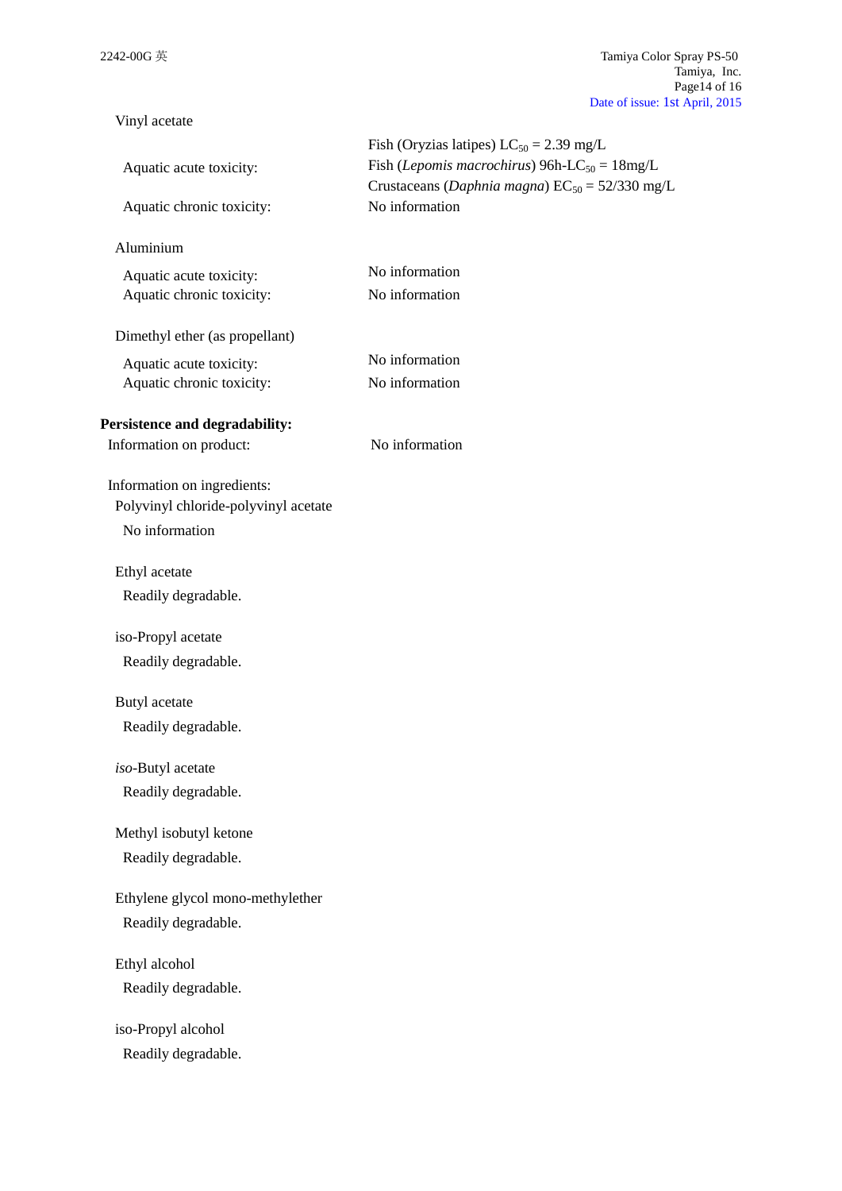Vinyl acetate

| | |
|---|---|
| Aquatic acute toxicity: | Fish (Oryzias latipes) $LC_{50}$ = 2.39 mg/L<br>Fish (*Lepomis macrochirus*) 96h-$LC_{50}$ = 18mg/L<br>Crustaceans (*Daphnia magna*) $EC_{50}$ = 52/330 mg/L |
| Aquatic chronic toxicity: | No information |

Aluminium

| | |
|---|---|
| Aquatic acute toxicity: | No information |
| Aquatic chronic toxicity: | No information |

Dimethyl ether (as propellant)

| | |
|---|---|
| Aquatic acute toxicity: | No information |
| Aquatic chronic toxicity: | No information |

**Persistence and degradability:**

Information on product: No information

Information on ingredients:

Polyvinyl chloride-polyvinyl acetate

No information

Ethyl acetate

Readily degradable.

iso-Propyl acetate

Readily degradable.

Butyl acetate

Readily degradable.

*iso*-Butyl acetate

Readily degradable.

Methyl isobutyl ketone

Readily degradable.

Ethylene glycol mono-methylether

Readily degradable.

Ethyl alcohol

Readily degradable.

iso-Propyl alcohol

Readily degradable.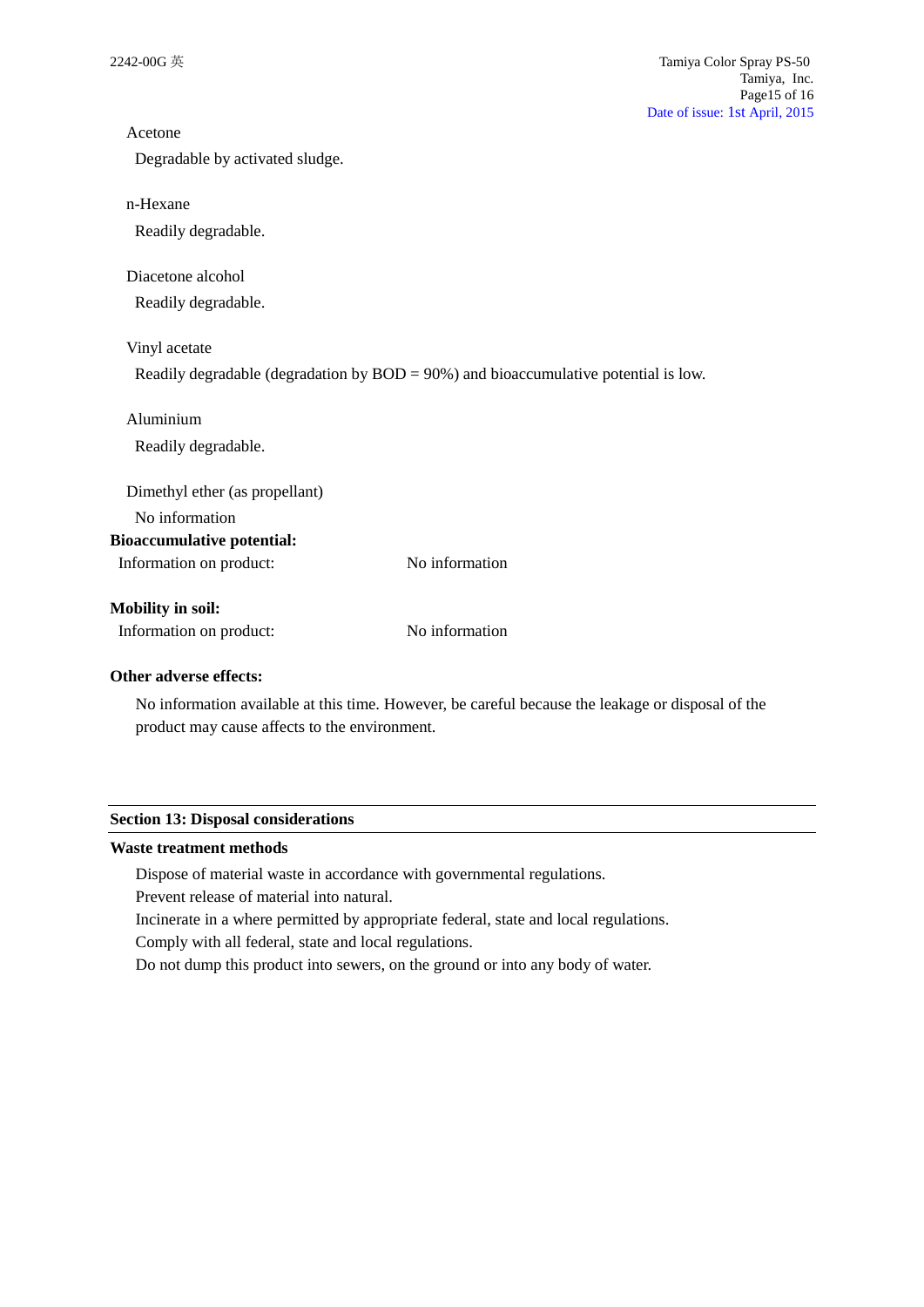Acetone

Degradable by activated sludge.

n-Hexane

Readily degradable.

Diacetone alcohol

Readily degradable.

Vinyl acetate

Readily degradable (degradation by BOD = 90%) and bioaccumulative potential is low.

Aluminium

Readily degradable.

Dimethyl ether (as propellant)

No information

**Bioaccumulative potential:**

Information on product: No information

**Mobility in soil:**

Information on product: No information

**Other adverse effects:**

No information available at this time. However, be careful because the leakage or disposal of the product may cause affects to the environment.

## Section 13: Disposal considerations

**Waste treatment methods**

Dispose of material waste in accordance with governmental regulations.
Prevent release of material into natural.
Incinerate in a where permitted by appropriate federal, state and local regulations.
Comply with all federal, state and local regulations.
Do not dump this product into sewers, on the ground or into any body of water.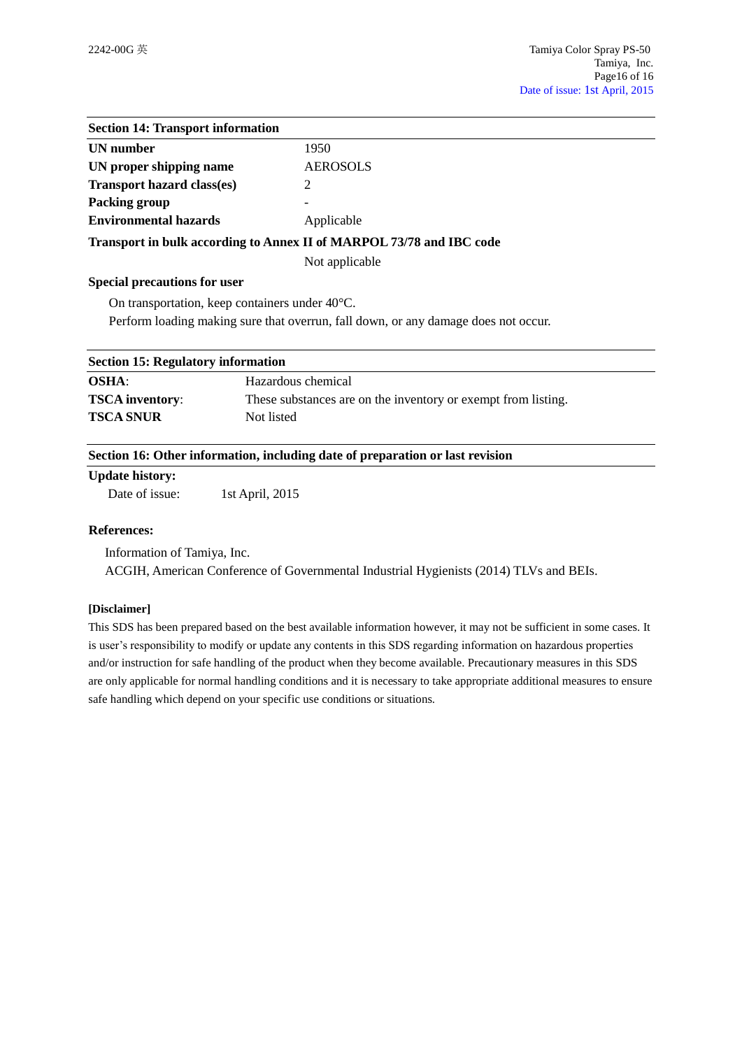## Section 14: Transport information

| | |
|---|---|
| **UN number** | 1950 |
| **UN proper shipping name** | AEROSOLS |
| **Transport hazard class(es)** | 2 |
| **Packing group** | - |
| **Environmental hazards** | Applicable |

**Transport in bulk according to Annex II of MARPOL 73/78 and IBC code**

Not applicable

**Special precautions for user**

On transportation, keep containers under 40°C.
Perform loading making sure that overrun, fall down, or any damage does not occur.

## Section 15: Regulatory information

| | |
|---|---|
| **OSHA**: | Hazardous chemical |
| **TSCA inventory**: | These substances are on the inventory or exempt from listing. |
| **TSCA SNUR** | Not listed |

## Section 16: Other information, including date of preparation or last revision

**Update history:**

Date of issue: 1st April, 2015

**References:**

Information of Tamiya, Inc.
ACGIH, American Conference of Governmental Industrial Hygienists (2014) TLVs and BEIs.

**[Disclaimer]**

This SDS has been prepared based on the best available information however, it may not be sufficient in some cases. It is user's responsibility to modify or update any contents in this SDS regarding information on hazardous properties and/or instruction for safe handling of the product when they become available. Precautionary measures in this SDS are only applicable for normal handling conditions and it is necessary to take appropriate additional measures to ensure safe handling which depend on your specific use conditions or situations.